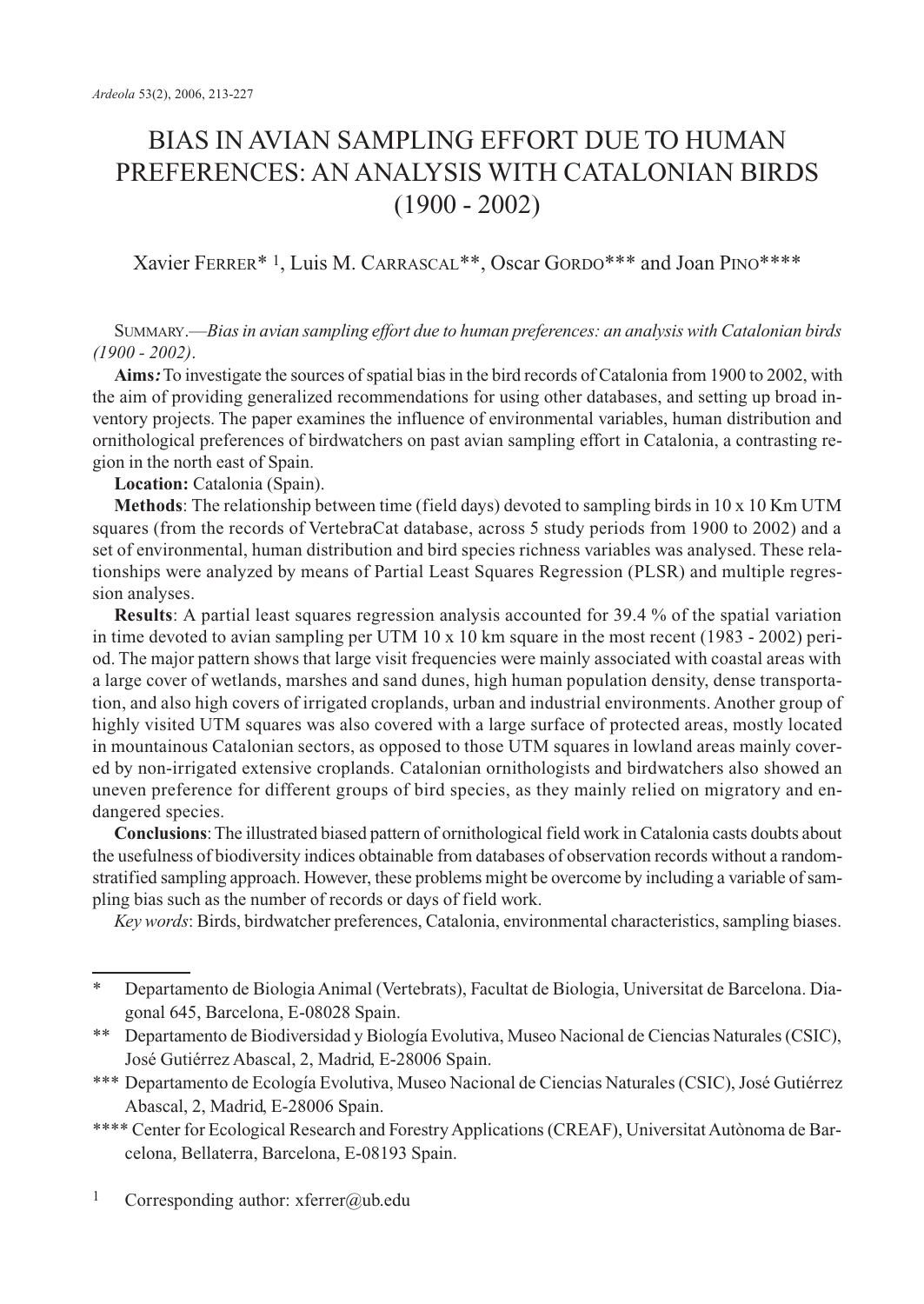# BIAS IN AVIAN SAMPLING EFFORT DUE TO HUMAN PREFERENCES: AN ANALYSIS WITH CATALONIAN BIRDS (1900 - 2002)

Xavier FERRER* [1], Luis M. CARRASCAL**, Oscar GORDO*** and Joan PINO****

SUMMARY.—*Bias in avian sampling effort due to human preferences: an analysis with Catalonian birds (1900 - 2002)*.

**Aims:** To investigate the sources of spatial bias in the bird records of Catalonia from 1900 to 2002, with the aim of providing generalized recommendations for using other databases, and setting up broad inventory projects. The paper examines the influence of environmental variables, human distribution and ornithological preferences of birdwatchers on past avian sampling effort in Catalonia, a contrasting region in the north east of Spain.

**Location:** Catalonia (Spain).

**Methods**: The relationship between time (field days) devoted to sampling birds in 10 x 10 Km UTM squares (from the records of VertebraCat database, across 5 study periods from 1900 to 2002) and a set of environmental, human distribution and bird species richness variables was analysed. These relationships were analyzed by means of Partial Least Squares Regression (PLSR) and multiple regression analyses.

**Results**: A partial least squares regression analysis accounted for 39.4 % of the spatial variation in time devoted to avian sampling per UTM 10 x 10 km square in the most recent (1983 - 2002) period. The major pattern shows that large visit frequencies were mainly associated with coastal areas with a large cover of wetlands, marshes and sand dunes, high human population density, dense transportation, and also high covers of irrigated croplands, urban and industrial environments. Another group of highly visited UTM squares was also covered with a large surface of protected areas, mostly located in mountainous Catalonian sectors, as opposed to those UTM squares in lowland areas mainly covered by non-irrigated extensive croplands. Catalonian ornithologists and birdwatchers also showed an uneven preference for different groups of bird species, as they mainly relied on migratory and endangered species.

**Conclusions**: The illustrated biased pattern of ornithological field work in Catalonia casts doubts about the usefulness of biodiversity indices obtainable from databases of observation records without a random-stratified sampling approach. However, these problems might be overcome by including a variable of sampling bias such as the number of records or days of field work.

*Key words*: Birds, birdwatcher preferences, Catalonia, environmental characteristics, sampling biases.

---

\* Departamento de Biologia Animal (Vertebrats), Facultat de Biologia, Universitat de Barcelona. Diagonal 645, Barcelona, E-08028 Spain.

\** Departamento de Biodiversidad y Biología Evolutiva, Museo Nacional de Ciencias Naturales (CSIC), José Gutiérrez Abascal, 2, Madrid, E-28006 Spain.

\*** Departamento de Ecología Evolutiva, Museo Nacional de Ciencias Naturales (CSIC), José Gutiérrez Abascal, 2, Madrid, E-28006 Spain.

\**** Center for Ecological Research and Forestry Applications (CREAF), Universitat Autònoma de Barcelona, Bellaterra, Barcelona, E-08193 Spain.

[1] Corresponding author: xferrer@ub.edu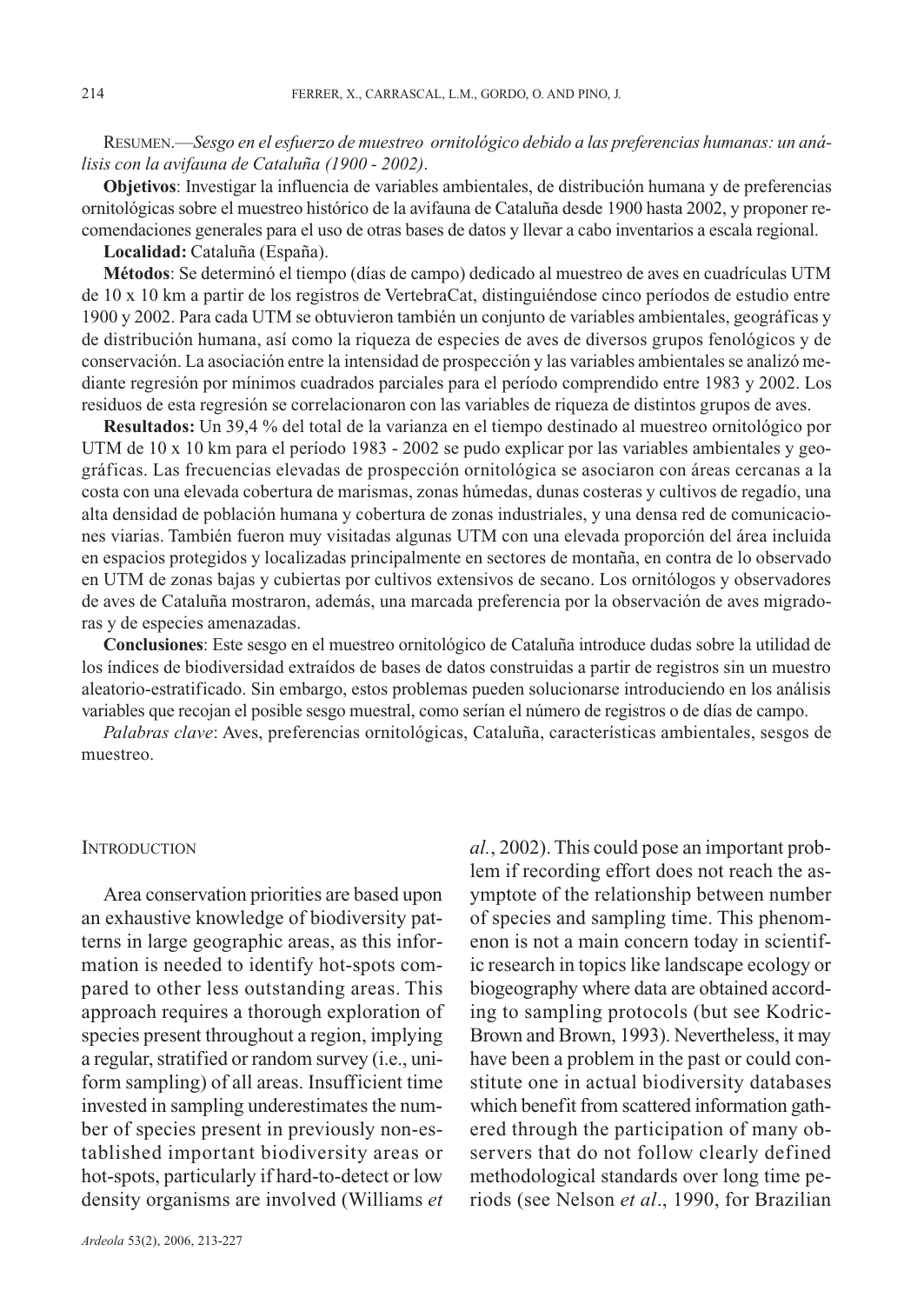RESUMEN.—*Sesgo en el esfuerzo de muestreo ornitológico debido a las preferencias humanas: un análisis con la avifauna de Cataluña (1900 - 2002)*.

**Objetivos**: Investigar la influencia de variables ambientales, de distribución humana y de preferencias ornitológicas sobre el muestreo histórico de la avifauna de Cataluña desde 1900 hasta 2002, y proponer recomendaciones generales para el uso de otras bases de datos y llevar a cabo inventarios a escala regional.

**Localidad:** Cataluña (España).

**Métodos**: Se determinó el tiempo (días de campo) dedicado al muestreo de aves en cuadrículas UTM de 10 x 10 km a partir de los registros de VertebraCat, distinguiéndose cinco períodos de estudio entre 1900 y 2002. Para cada UTM se obtuvieron también un conjunto de variables ambientales, geográficas y de distribución humana, así como la riqueza de especies de aves de diversos grupos fenológicos y de conservación. La asociación entre la intensidad de prospección y las variables ambientales se analizó mediante regresión por mínimos cuadrados parciales para el período comprendido entre 1983 y 2002. Los residuos de esta regresión se correlacionaron con las variables de riqueza de distintos grupos de aves.

**Resultados:** Un 39,4 % del total de la varianza en el tiempo destinado al muestreo ornitológico por UTM de 10 x 10 km para el período 1983 - 2002 se pudo explicar por las variables ambientales y geográficas. Las frecuencias elevadas de prospección ornitológica se asociaron con áreas cercanas a la costa con una elevada cobertura de marismas, zonas húmedas, dunas costeras y cultivos de regadío, una alta densidad de población humana y cobertura de zonas industriales, y una densa red de comunicaciones viarias. También fueron muy visitadas algunas UTM con una elevada proporción del área incluida en espacios protegidos y localizadas principalmente en sectores de montaña, en contra de lo observado en UTM de zonas bajas y cubiertas por cultivos extensivos de secano. Los ornitólogos y observadores de aves de Cataluña mostraron, además, una marcada preferencia por la observación de aves migradoras y de especies amenazadas.

**Conclusiones**: Este sesgo en el muestreo ornitológico de Cataluña introduce dudas sobre la utilidad de los índices de biodiversidad extraídos de bases de datos construidas a partir de registros sin un muestro aleatorio-estratificado. Sin embargo, estos problemas pueden solucionarse introduciendo en los análisis variables que recojan el posible sesgo muestral, como serían el número de registros o de días de campo.

*Palabras clave*: Aves, preferencias ornitológicas, Cataluña, características ambientales, sesgos de muestreo.

## INTRODUCTION

Area conservation priorities are based upon an exhaustive knowledge of biodiversity patterns in large geographic areas, as this information is needed to identify hot-spots compared to other less outstanding areas. This approach requires a thorough exploration of species present throughout a region, implying a regular, stratified or random survey (i.e., uniform sampling) of all areas. Insufficient time invested in sampling underestimates the number of species present in previously non-established important biodiversity areas or hot-spots, particularly if hard-to-detect or low density organisms are involved (Williams *et al.*, 2002). This could pose an important problem if recording effort does not reach the asymptote of the relationship between number of species and sampling time. This phenomenon is not a main concern today in scientific research in topics like landscape ecology or biogeography where data are obtained according to sampling protocols (but see Kodric-Brown and Brown, 1993). Nevertheless, it may have been a problem in the past or could constitute one in actual biodiversity databases which benefit from scattered information gathered through the participation of many observers that do not follow clearly defined methodological standards over long time periods (see Nelson *et al*., 1990, for Brazilian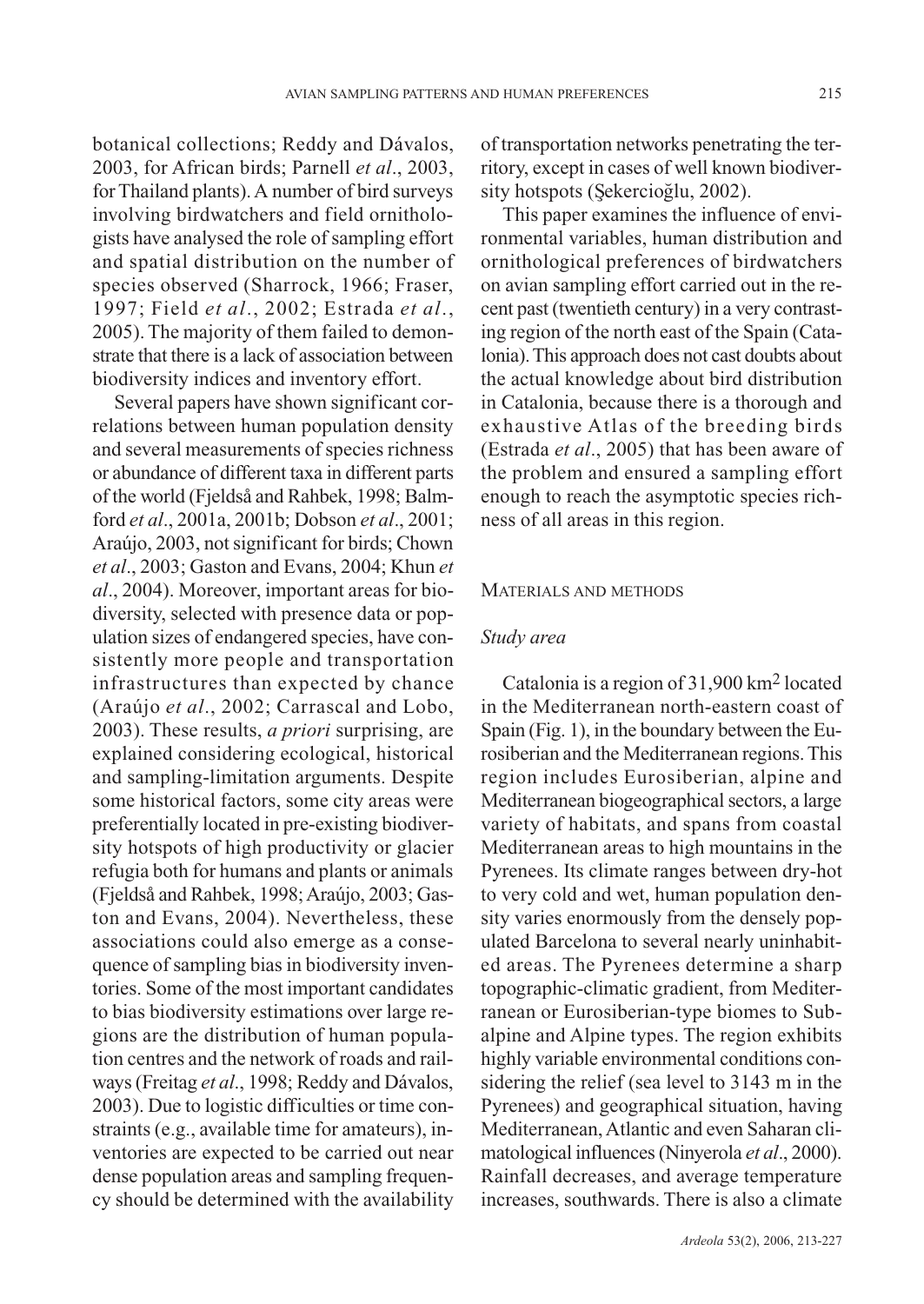botanical collections; Reddy and Dávalos, 2003, for African birds; Parnell *et al*., 2003, for Thailand plants). A number of bird surveys involving birdwatchers and field ornithologists have analysed the role of sampling effort and spatial distribution on the number of species observed (Sharrock, 1966; Fraser, 1997; Field *et al*., 2002; Estrada *et al*., 2005). The majority of them failed to demonstrate that there is a lack of association between biodiversity indices and inventory effort.

Several papers have shown significant correlations between human population density and several measurements of species richness or abundance of different taxa in different parts of the world (Fjeldså and Rahbek, 1998; Balmford *et al*., 2001a, 2001b; Dobson *et al*., 2001; Araújo, 2003, not significant for birds; Chown *et al*., 2003; Gaston and Evans, 2004; Khun *et al*., 2004). Moreover, important areas for biodiversity, selected with presence data or population sizes of endangered species, have consistently more people and transportation infrastructures than expected by chance (Araújo *et al*., 2002; Carrascal and Lobo, 2003). These results, *a priori* surprising, are explained considering ecological, historical and sampling-limitation arguments. Despite some historical factors, some city areas were preferentially located in pre-existing biodiversity hotspots of high productivity or glacier refugia both for humans and plants or animals (Fjeldså and Rahbek, 1998; Araújo, 2003; Gaston and Evans, 2004). Nevertheless, these associations could also emerge as a consequence of sampling bias in biodiversity inventories. Some of the most important candidates to bias biodiversity estimations over large regions are the distribution of human population centres and the network of roads and railways (Freitag *et al*., 1998; Reddy and Dávalos, 2003). Due to logistic difficulties or time constraints (e.g., available time for amateurs), inventories are expected to be carried out near dense population areas and sampling frequency should be determined with the availability of transportation networks penetrating the territory, except in cases of well known biodiversity hotspots (Şekercioğlu, 2002).

This paper examines the influence of environmental variables, human distribution and ornithological preferences of birdwatchers on avian sampling effort carried out in the recent past (twentieth century) in a very contrasting region of the north east of the Spain (Catalonia). This approach does not cast doubts about the actual knowledge about bird distribution in Catalonia, because there is a thorough and exhaustive Atlas of the breeding birds (Estrada *et al*., 2005) that has been aware of the problem and ensured a sampling effort enough to reach the asymptotic species richness of all areas in this region.

## MATERIALS AND METHODS

### *Study area*

Catalonia is a region of 31,900 km$^2$ located in the Mediterranean north-eastern coast of Spain (Fig. 1), in the boundary between the Eurosiberian and the Mediterranean regions. This region includes Eurosiberian, alpine and Mediterranean biogeographical sectors, a large variety of habitats, and spans from coastal Mediterranean areas to high mountains in the Pyrenees. Its climate ranges between dry-hot to very cold and wet, human population density varies enormously from the densely populated Barcelona to several nearly uninhabited areas. The Pyrenees determine a sharp topographic-climatic gradient, from Mediterranean or Eurosiberian-type biomes to Subalpine and Alpine types. The region exhibits highly variable environmental conditions considering the relief (sea level to 3143 m in the Pyrenees) and geographical situation, having Mediterranean, Atlantic and even Saharan climatological influences (Ninyerola *et al*., 2000). Rainfall decreases, and average temperature increases, southwards. There is also a climate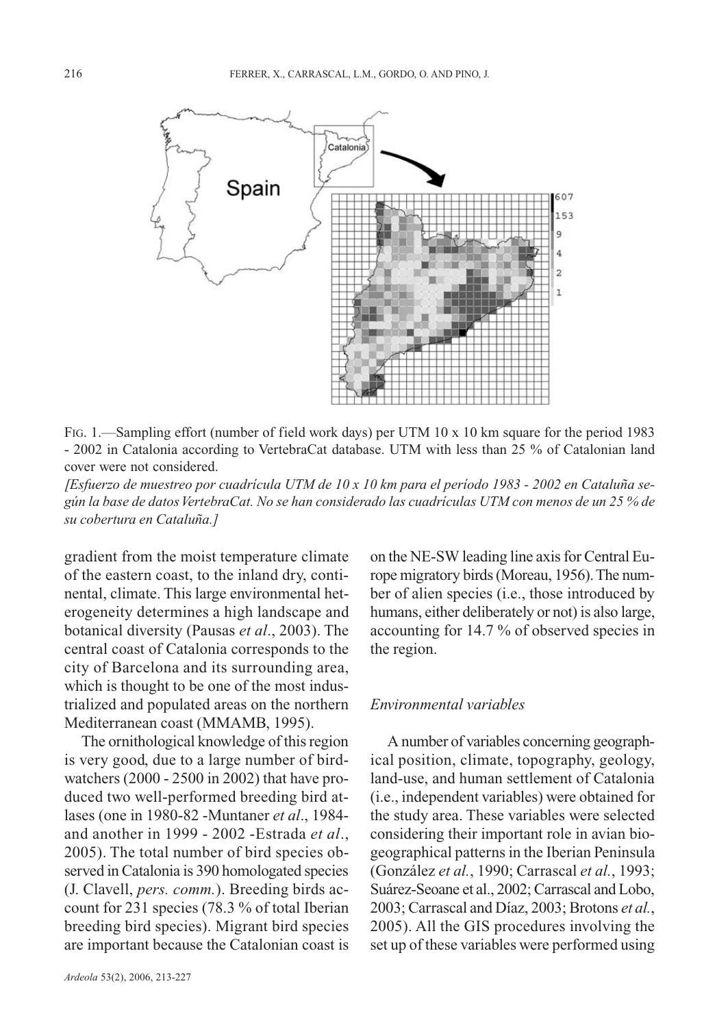FIG. 1.—Sampling effort (number of field work days) per UTM 10 x 10 km square for the period 1983 - 2002 in Catalonia according to VertebraCat database. UTM with less than 25 % of Catalonian land cover were not considered.

*[Esfuerzo de muestreo por cuadrícula UTM de 10 x 10 km para el período 1983 - 2002 en Cataluña según la base de datos VertebraCat. No se han considerado las cuadrículas UTM con menos de un 25 % de su cobertura en Cataluña.]*

gradient from the moist temperature climate of the eastern coast, to the inland dry, continental, climate. This large environmental heterogeneity determines a high landscape and botanical diversity (Pausas *et al*., 2003). The central coast of Catalonia corresponds to the city of Barcelona and its surrounding area, which is thought to be one of the most industrialized and populated areas on the northern Mediterranean coast (MMAMB, 1995).

The ornithological knowledge of this region is very good, due to a large number of birdwatchers (2000 - 2500 in 2002) that have produced two well-performed breeding bird atlases (one in 1980-82 -Muntaner *et al*., 1984- and another in 1999 - 2002 -Estrada *et al*., 2005). The total number of bird species observed in Catalonia is 390 homologated species (J. Clavell, *pers. comm.*). Breeding birds account for 231 species (78.3 % of total Iberian breeding bird species). Migrant bird species are important because the Catalonian coast is on the NE-SW leading line axis for Central Europe migratory birds (Moreau, 1956). The number of alien species (i.e., those introduced by humans, either deliberately or not) is also large, accounting for 14.7 % of observed species in the region.

### *Environmental variables*

A number of variables concerning geographical position, climate, topography, geology, land-use, and human settlement of Catalonia (i.e., independent variables) were obtained for the study area. These variables were selected considering their important role in avian biogeographical patterns in the Iberian Peninsula (González *et al.*, 1990; Carrascal *et al.*, 1993; Suárez-Seoane et al., 2002; Carrascal and Lobo, 2003; Carrascal and Díaz, 2003; Brotons *et al.*, 2005). All the GIS procedures involving the set up of these variables were performed using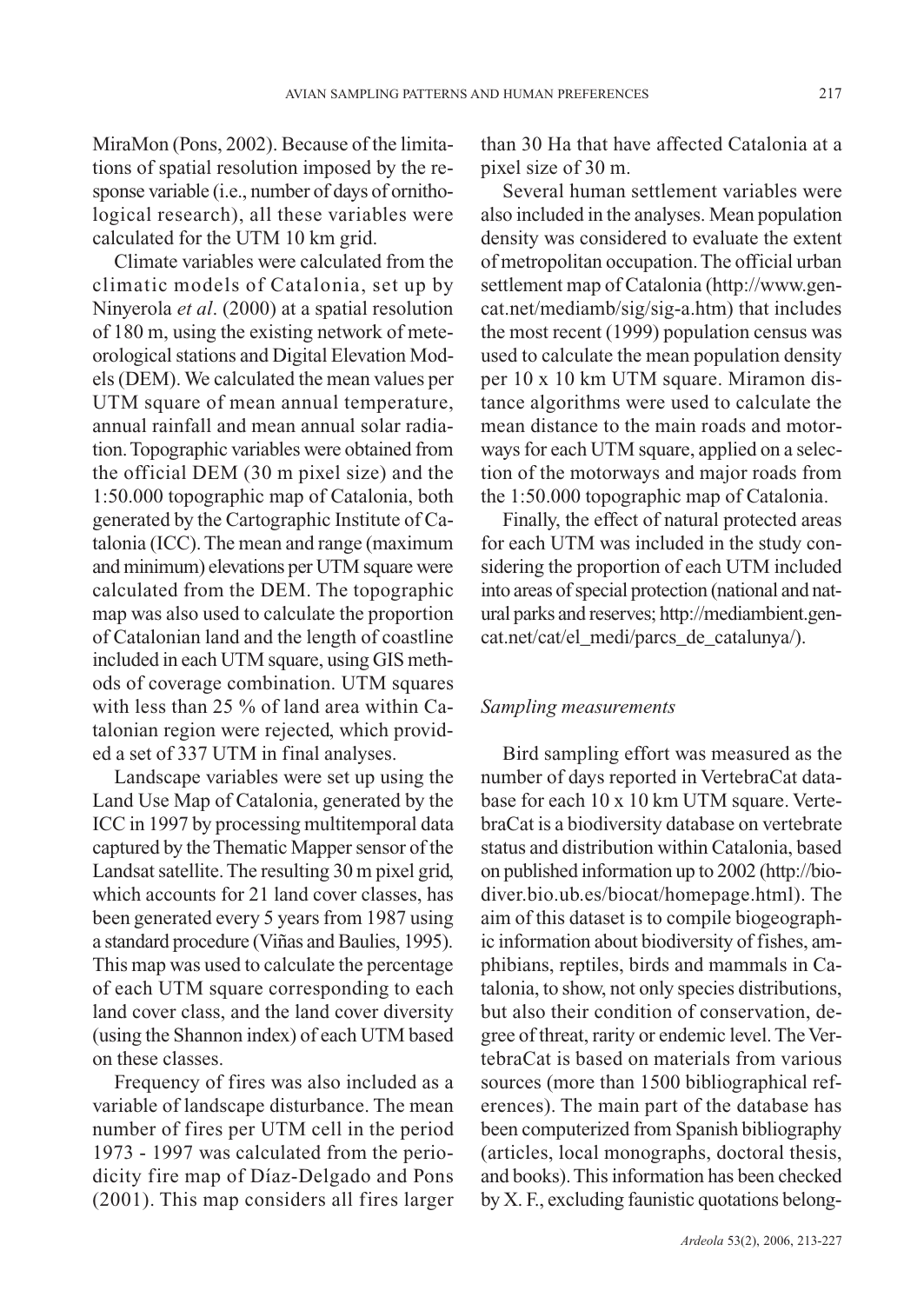MiraMon (Pons, 2002). Because of the limitations of spatial resolution imposed by the response variable (i.e., number of days of ornithological research), all these variables were calculated for the UTM 10 km grid.

Climate variables were calculated from the climatic models of Catalonia, set up by Ninyerola *et al*. (2000) at a spatial resolution of 180 m, using the existing network of meteorological stations and Digital Elevation Models (DEM). We calculated the mean values per UTM square of mean annual temperature, annual rainfall and mean annual solar radiation. Topographic variables were obtained from the official DEM (30 m pixel size) and the 1:50.000 topographic map of Catalonia, both generated by the Cartographic Institute of Catalonia (ICC). The mean and range (maximum and minimum) elevations per UTM square were calculated from the DEM. The topographic map was also used to calculate the proportion of Catalonian land and the length of coastline included in each UTM square, using GIS methods of coverage combination. UTM squares with less than 25 % of land area within Catalonian region were rejected, which provided a set of 337 UTM in final analyses.

Landscape variables were set up using the Land Use Map of Catalonia, generated by the ICC in 1997 by processing multitemporal data captured by the Thematic Mapper sensor of the Landsat satellite. The resulting 30 m pixel grid, which accounts for 21 land cover classes, has been generated every 5 years from 1987 using a standard procedure (Viñas and Baulies, 1995). This map was used to calculate the percentage of each UTM square corresponding to each land cover class, and the land cover diversity (using the Shannon index) of each UTM based on these classes.

Frequency of fires was also included as a variable of landscape disturbance. The mean number of fires per UTM cell in the period 1973 - 1997 was calculated from the periodicity fire map of Díaz-Delgado and Pons (2001). This map considers all fires larger than 30 Ha that have affected Catalonia at a pixel size of 30 m.

Several human settlement variables were also included in the analyses. Mean population density was considered to evaluate the extent of metropolitan occupation. The official urban settlement map of Catalonia (http://www.gencat.net/mediamb/sig/sig-a.htm) that includes the most recent (1999) population census was used to calculate the mean population density per 10 x 10 km UTM square. Miramon distance algorithms were used to calculate the mean distance to the main roads and motorways for each UTM square, applied on a selection of the motorways and major roads from the 1:50.000 topographic map of Catalonia.

Finally, the effect of natural protected areas for each UTM was included in the study considering the proportion of each UTM included into areas of special protection (national and natural parks and reserves; http://mediambient.gencat.net/cat/el_medi/parcs_de_catalunya/).

### *Sampling measurements*

Bird sampling effort was measured as the number of days reported in VertebraCat database for each 10 x 10 km UTM square. VertebraCat is a biodiversity database on vertebrate status and distribution within Catalonia, based on published information up to 2002 (http://biodiver.bio.ub.es/biocat/homepage.html). The aim of this dataset is to compile biogeographic information about biodiversity of fishes, amphibians, reptiles, birds and mammals in Catalonia, to show, not only species distributions, but also their condition of conservation, degree of threat, rarity or endemic level. The VertebraCat is based on materials from various sources (more than 1500 bibliographical references). The main part of the database has been computerized from Spanish bibliography (articles, local monographs, doctoral thesis, and books). This information has been checked by X. F., excluding faunistic quotations belong-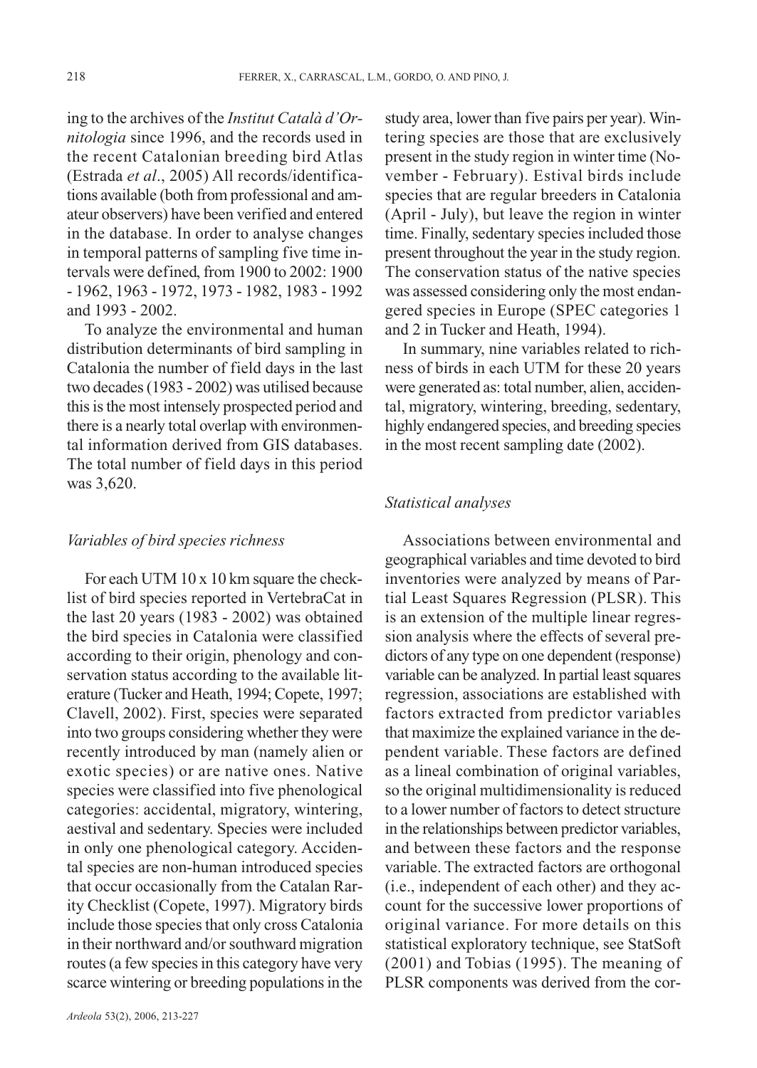ing to the archives of the *Institut Català d'Ornitologia* since 1996, and the records used in the recent Catalonian breeding bird Atlas (Estrada *et al*., 2005) All records/identifications available (both from professional and amateur observers) have been verified and entered in the database. In order to analyse changes in temporal patterns of sampling five time intervals were defined, from 1900 to 2002: 1900 - 1962, 1963 - 1972, 1973 - 1982, 1983 - 1992 and 1993 - 2002.

To analyze the environmental and human distribution determinants of bird sampling in Catalonia the number of field days in the last two decades (1983 - 2002) was utilised because this is the most intensely prospected period and there is a nearly total overlap with environmental information derived from GIS databases. The total number of field days in this period was 3,620.

### *Variables of bird species richness*

For each UTM 10 x 10 km square the checklist of bird species reported in VertebraCat in the last 20 years (1983 - 2002) was obtained the bird species in Catalonia were classified according to their origin, phenology and conservation status according to the available literature (Tucker and Heath, 1994; Copete, 1997; Clavell, 2002). First, species were separated into two groups considering whether they were recently introduced by man (namely alien or exotic species) or are native ones. Native species were classified into five phenological categories: accidental, migratory, wintering, aestival and sedentary. Species were included in only one phenological category. Accidental species are non-human introduced species that occur occasionally from the Catalan Rarity Checklist (Copete, 1997). Migratory birds include those species that only cross Catalonia in their northward and/or southward migration routes (a few species in this category have very scarce wintering or breeding populations in the study area, lower than five pairs per year). Wintering species are those that are exclusively present in the study region in winter time (November - February). Estival birds include species that are regular breeders in Catalonia (April - July), but leave the region in winter time. Finally, sedentary species included those present throughout the year in the study region. The conservation status of the native species was assessed considering only the most endangered species in Europe (SPEC categories 1 and 2 in Tucker and Heath, 1994).

In summary, nine variables related to richness of birds in each UTM for these 20 years were generated as: total number, alien, accidental, migratory, wintering, breeding, sedentary, highly endangered species, and breeding species in the most recent sampling date (2002).

### *Statistical analyses*

Associations between environmental and geographical variables and time devoted to bird inventories were analyzed by means of Partial Least Squares Regression (PLSR). This is an extension of the multiple linear regression analysis where the effects of several predictors of any type on one dependent (response) variable can be analyzed. In partial least squares regression, associations are established with factors extracted from predictor variables that maximize the explained variance in the dependent variable. These factors are defined as a lineal combination of original variables, so the original multidimensionality is reduced to a lower number of factors to detect structure in the relationships between predictor variables, and between these factors and the response variable. The extracted factors are orthogonal (i.e., independent of each other) and they account for the successive lower proportions of original variance. For more details on this statistical exploratory technique, see StatSoft (2001) and Tobias (1995). The meaning of PLSR components was derived from the cor-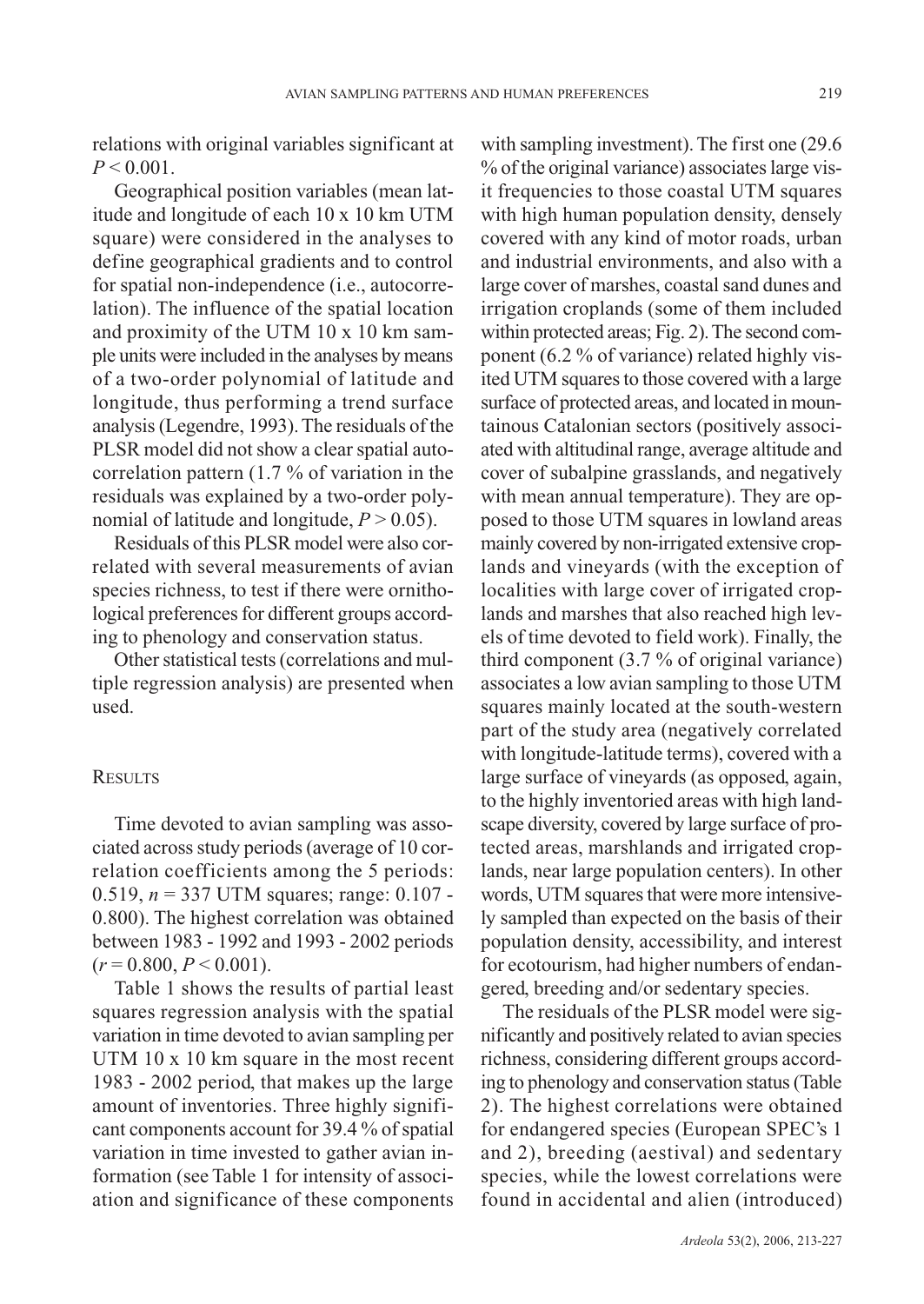relations with original variables significant at $P < 0.001$.

Geographical position variables (mean latitude and longitude of each 10 x 10 km UTM square) were considered in the analyses to define geographical gradients and to control for spatial non-independence (i.e., autocorrelation). The influence of the spatial location and proximity of the UTM 10 x 10 km sample units were included in the analyses by means of a two-order polynomial of latitude and longitude, thus performing a trend surface analysis (Legendre, 1993). The residuals of the PLSR model did not show a clear spatial autocorrelation pattern (1.7 % of variation in the residuals was explained by a two-order polynomial of latitude and longitude, $P > 0.05$).

Residuals of this PLSR model were also correlated with several measurements of avian species richness, to test if there were ornithological preferences for different groups according to phenology and conservation status.

Other statistical tests (correlations and multiple regression analysis) are presented when used.

## RESULTS

Time devoted to avian sampling was associated across study periods (average of 10 correlation coefficients among the 5 periods: 0.519, $n = 337$ UTM squares; range: 0.107 - 0.800). The highest correlation was obtained between 1983 - 1992 and 1993 - 2002 periods ($r = 0.800$, $P < 0.001$).

Table 1 shows the results of partial least squares regression analysis with the spatial variation in time devoted to avian sampling per UTM 10 x 10 km square in the most recent 1983 - 2002 period, that makes up the large amount of inventories. Three highly significant components account for 39.4 % of spatial variation in time invested to gather avian information (see Table 1 for intensity of association and significance of these components with sampling investment). The first one (29.6 % of the original variance) associates large visit frequencies to those coastal UTM squares with high human population density, densely covered with any kind of motor roads, urban and industrial environments, and also with a large cover of marshes, coastal sand dunes and irrigation croplands (some of them included within protected areas; Fig. 2). The second component (6.2 % of variance) related highly visited UTM squares to those covered with a large surface of protected areas, and located in mountainous Catalonian sectors (positively associated with altitudinal range, average altitude and cover of subalpine grasslands, and negatively with mean annual temperature). They are opposed to those UTM squares in lowland areas mainly covered by non-irrigated extensive croplands and vineyards (with the exception of localities with large cover of irrigated croplands and marshes that also reached high levels of time devoted to field work). Finally, the third component (3.7 % of original variance) associates a low avian sampling to those UTM squares mainly located at the south-western part of the study area (negatively correlated with longitude-latitude terms), covered with a large surface of vineyards (as opposed, again, to the highly inventoried areas with high landscape diversity, covered by large surface of protected areas, marshlands and irrigated croplands, near large population centers). In other words, UTM squares that were more intensively sampled than expected on the basis of their population density, accessibility, and interest for ecotourism, had higher numbers of endangered, breeding and/or sedentary species.

The residuals of the PLSR model were significantly and positively related to avian species richness, considering different groups according to phenology and conservation status (Table 2). The highest correlations were obtained for endangered species (European SPEC's 1 and 2), breeding (aestival) and sedentary species, while the lowest correlations were found in accidental and alien (introduced)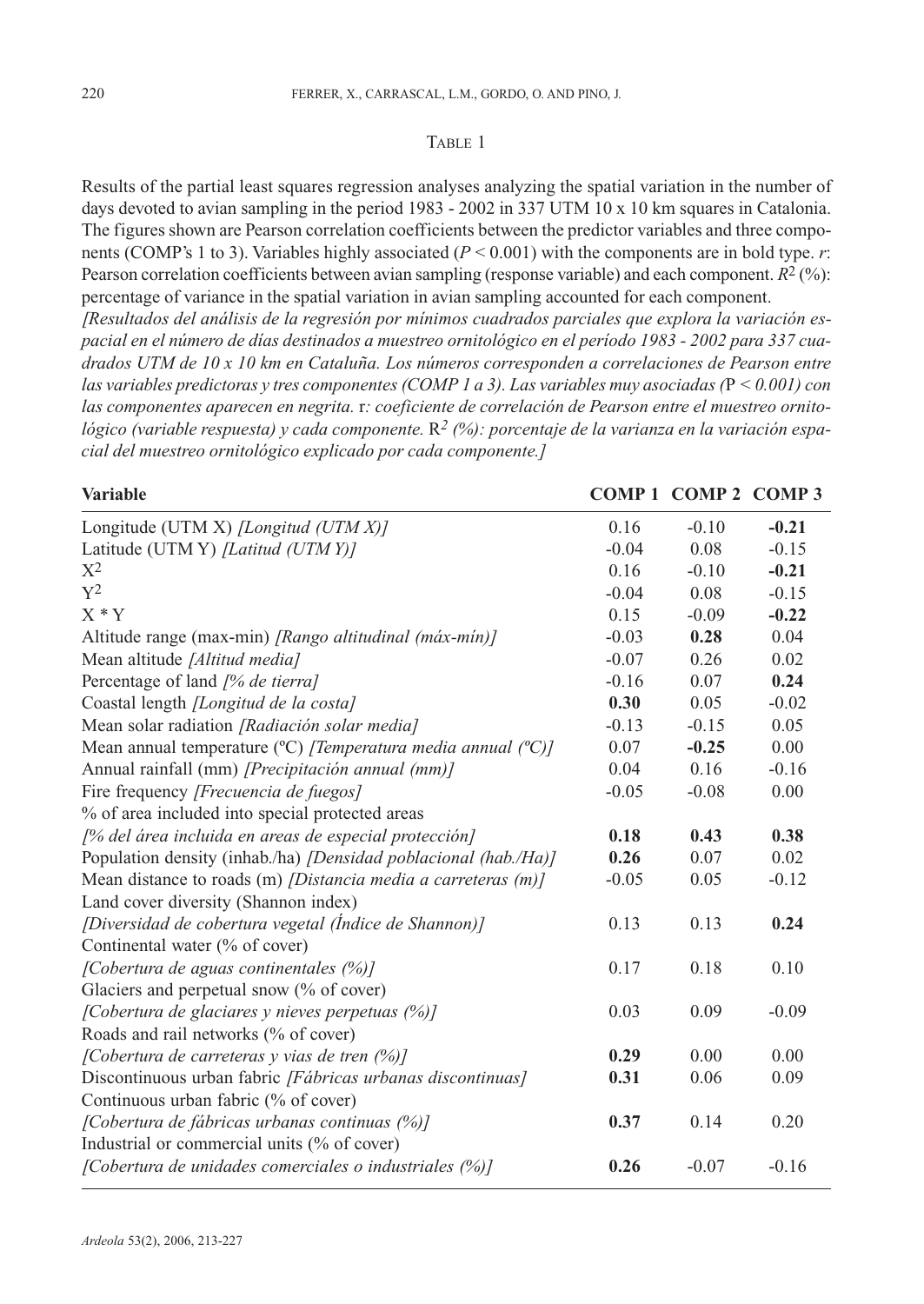TABLE 1

Results of the partial least squares regression analyses analyzing the spatial variation in the number of days devoted to avian sampling in the period 1983 - 2002 in 337 UTM 10 x 10 km squares in Catalonia. The figures shown are Pearson correlation coefficients between the predictor variables and three components (COMP's 1 to 3). Variables highly associated ($P < 0.001$) with the components are in bold type. *r*: Pearson correlation coefficients between avian sampling (response variable) and each component. $R^2$ (%): percentage of variance in the spatial variation in avian sampling accounted for each component.

*[Resultados del análisis de la regresión por mínimos cuadrados parciales que explora la variación espacial en el número de días destinados a muestreo ornitológico en el período 1983 - 2002 para 337 cuadrados UTM de 10 x 10 km en Cataluña. Los números corresponden a correlaciones de Pearson entre las variables predictoras y tres componentes (COMP 1 a 3). Las variables muy asociadas (*$P < 0.001$*) con las componentes aparecen en negrita.* r*: coeficiente de correlación de Pearson entre el muestreo ornitológico (variable respuesta) y cada componente.* $R^2$ *(%): porcentaje de la varianza en la variación espacial del muestreo ornitológico explicado por cada componente.]*

| Variable | COMP 1 | COMP 2 | COMP 3 |
|---|---|---|---|
| Longitude (UTM X) *[Longitud (UTM X)]* | 0.16 | -0.10 | **-0.21** |
| Latitude (UTM Y) *[Latitud (UTM Y)]* | -0.04 | 0.08 | -0.15 |
| $X^2$ | 0.16 | -0.10 | **-0.21** |
| $Y^2$ | -0.04 | 0.08 | -0.15 |
| X * Y | 0.15 | -0.09 | **-0.22** |
| Altitude range (max-min) *[Rango altitudinal (máx-mín)]* | -0.03 | **0.28** | 0.04 |
| Mean altitude *[Altitud media]* | -0.07 | 0.26 | 0.02 |
| Percentage of land *[% de tierra]* | -0.16 | 0.07 | **0.24** |
| Coastal length *[Longitud de la costa]* | **0.30** | 0.05 | -0.02 |
| Mean solar radiation *[Radiación solar media]* | -0.13 | -0.15 | 0.05 |
| Mean annual temperature (ºC) *[Temperatura media annual (ºC)]* | 0.07 | **-0.25** | 0.00 |
| Annual rainfall (mm) *[Precipitación annual (mm)]* | 0.04 | 0.16 | -0.16 |
| Fire frequency *[Frecuencia de fuegos]* | -0.05 | -0.08 | 0.00 |
| % of area included into special protected areas *[% del área incluida en areas de especial protección]* | **0.18** | **0.43** | **0.38** |
| Population density (inhab./ha) *[Densidad poblacional (hab./Ha)]* | **0.26** | 0.07 | 0.02 |
| Mean distance to roads (m) *[Distancia media a carreteras (m)]* | -0.05 | 0.05 | -0.12 |
| Land cover diversity (Shannon index) *[Diversidad de cobertura vegetal (Índice de Shannon)]* | 0.13 | 0.13 | **0.24** |
| Continental water (% of cover) *[Cobertura de aguas continentales (%)]* | 0.17 | 0.18 | 0.10 |
| Glaciers and perpetual snow (% of cover) *[Cobertura de glaciares y nieves perpetuas (%)]* | 0.03 | 0.09 | -0.09 |
| Roads and rail networks (% of cover) *[Cobertura de carreteras y vias de tren (%)]* | **0.29** | 0.00 | 0.00 |
| Discontinuous urban fabric *[Fábricas urbanas discontinuas]* | **0.31** | 0.06 | 0.09 |
| Continuous urban fabric (% of cover) *[Cobertura de fábricas urbanas continuas (%)]* | **0.37** | 0.14 | 0.20 |
| Industrial or commercial units (% of cover) *[Cobertura de unidades comerciales o industriales (%)]* | **0.26** | -0.07 | -0.16 |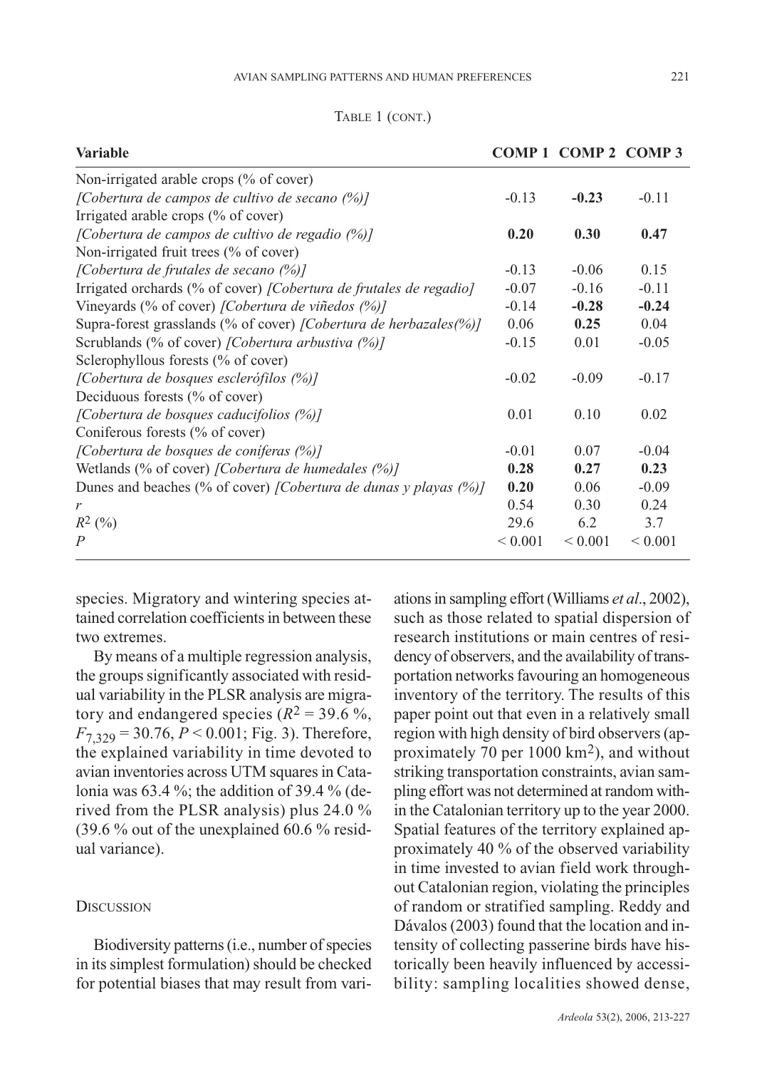TABLE 1 (CONT.)

| Variable | COMP 1 | COMP 2 | COMP 3 |
|---|---|---|---|
| Non-irrigated arable crops (% of cover) *[Cobertura de campos de cultivo de secano (%)]* | -0.13 | **-0.23** | -0.11 |
| Irrigated arable crops (% of cover) *[Cobertura de campos de cultivo de regadio (%)]* | **0.20** | **0.30** | **0.47** |
| Non-irrigated fruit trees (% of cover) *[Cobertura de frutales de secano (%)]* | -0.13 | -0.06 | 0.15 |
| Irrigated orchards (% of cover) *[Cobertura de frutales de regadio]* | -0.07 | -0.16 | -0.11 |
| Vineyards (% of cover) *[Cobertura de viñedos (%)]* | -0.14 | **-0.28** | **-0.24** |
| Supra-forest grasslands (% of cover) *[Cobertura de herbazales(%)]* | 0.06 | **0.25** | 0.04 |
| Scrublands (% of cover) *[Cobertura arbustiva (%)]* | -0.15 | 0.01 | -0.05 |
| Sclerophyllous forests (% of cover) *[Cobertura de bosques esclerófilos (%)]* | -0.02 | -0.09 | -0.17 |
| Deciduous forests (% of cover) *[Cobertura de bosques caducifolios (%)]* | 0.01 | 0.10 | 0.02 |
| Coniferous forests (% of cover) *[Cobertura de bosques de coníferas (%)]* | -0.01 | 0.07 | -0.04 |
| Wetlands (% of cover) *[Cobertura de humedales (%)]* | **0.28** | **0.27** | **0.23** |
| Dunes and beaches (% of cover) *[Cobertura de dunas y playas (%)]* | **0.20** | 0.06 | -0.09 |
| $r$ | 0.54 | 0.30 | 0.24 |
| $R^2$ (%) | 29.6 | 6.2 | 3.7 |
| $P$ | < 0.001 | < 0.001 | < 0.001 |

species. Migratory and wintering species attained correlation coefficients in between these two extremes.

By means of a multiple regression analysis, the groups significantly associated with residual variability in the PLSR analysis are migratory and endangered species ($R^2$ = 39.6 %, $F_{7,329}$ = 30.76, $P$ < 0.001; Fig. 3). Therefore, the explained variability in time devoted to avian inventories across UTM squares in Catalonia was 63.4 %; the addition of 39.4 % (derived from the PLSR analysis) plus 24.0 % (39.6 % out of the unexplained 60.6 % residual variance).

## DISCUSSION

Biodiversity patterns (i.e., number of species in its simplest formulation) should be checked for potential biases that may result from variations in sampling effort (Williams *et al*., 2002), such as those related to spatial dispersion of research institutions or main centres of residency of observers, and the availability of transportation networks favouring an homogeneous inventory of the territory. The results of this paper point out that even in a relatively small region with high density of bird observers (approximately 70 per 1000 km$^2$), and without striking transportation constraints, avian sampling effort was not determined at random within the Catalonian territory up to the year 2000. Spatial features of the territory explained approximately 40 % of the observed variability in time invested to avian field work throughout Catalonian region, violating the principles of random or stratified sampling. Reddy and Dávalos (2003) found that the location and intensity of collecting passerine birds have historically been heavily influenced by accessibility: sampling localities showed dense,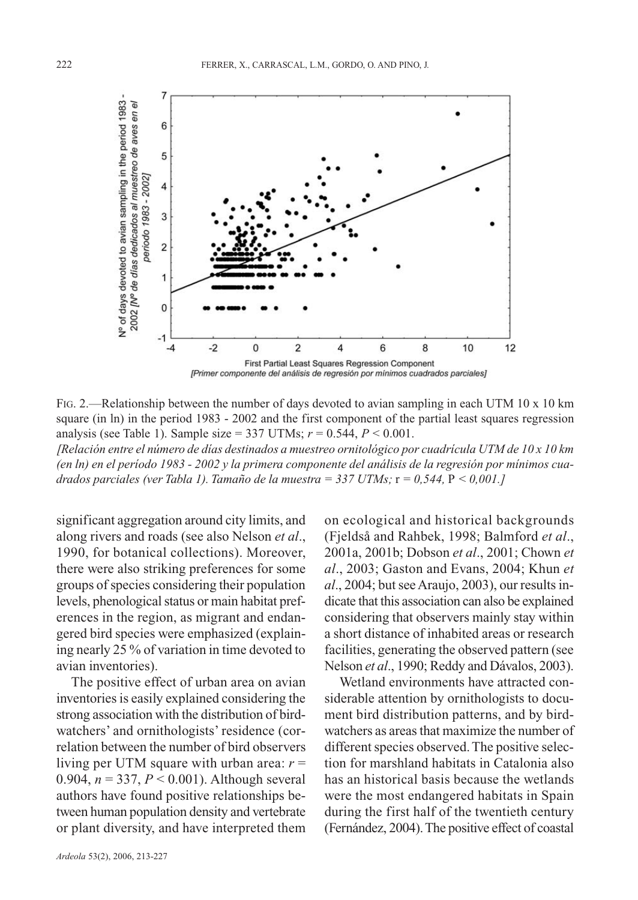FIG. 2.—Relationship between the number of days devoted to avian sampling in each UTM 10 x 10 km square (in ln) in the period 1983 - 2002 and the first component of the partial least squares regression analysis (see Table 1). Sample size = 337 UTMs; $r = 0.544$, $P < 0.001$.

*[Relación entre el número de días destinados a muestreo ornitológico por cuadrícula UTM de 10 x 10 km (en ln) en el período 1983 - 2002 y la primera componente del análisis de la regresión por mínimos cuadrados parciales (ver Tabla 1). Tamaño de la muestra = 337 UTMs;* r *= 0,544,* P *< 0,001.]*

significant aggregation around city limits, and along rivers and roads (see also Nelson *et al*., 1990, for botanical collections). Moreover, there were also striking preferences for some groups of species considering their population levels, phenological status or main habitat preferences in the region, as migrant and endangered bird species were emphasized (explaining nearly 25 % of variation in time devoted to avian inventories).

The positive effect of urban area on avian inventories is easily explained considering the strong association with the distribution of birdwatchers' and ornithologists' residence (correlation between the number of bird observers living per UTM square with urban area: $r = 0.904$, $n = 337$, $P < 0.001$). Although several authors have found positive relationships between human population density and vertebrate or plant diversity, and have interpreted them on ecological and historical backgrounds (Fjeldså and Rahbek, 1998; Balmford *et al*., 2001a, 2001b; Dobson *et al*., 2001; Chown *et al*., 2003; Gaston and Evans, 2004; Khun *et al*., 2004; but see Araujo, 2003), our results indicate that this association can also be explained considering that observers mainly stay within a short distance of inhabited areas or research facilities, generating the observed pattern (see Nelson *et al*., 1990; Reddy and Dávalos, 2003).

Wetland environments have attracted considerable attention by ornithologists to document bird distribution patterns, and by birdwatchers as areas that maximize the number of different species observed. The positive selection for marshland habitats in Catalonia also has an historical basis because the wetlands were the most endangered habitats in Spain during the first half of the twentieth century (Fernández, 2004). The positive effect of coastal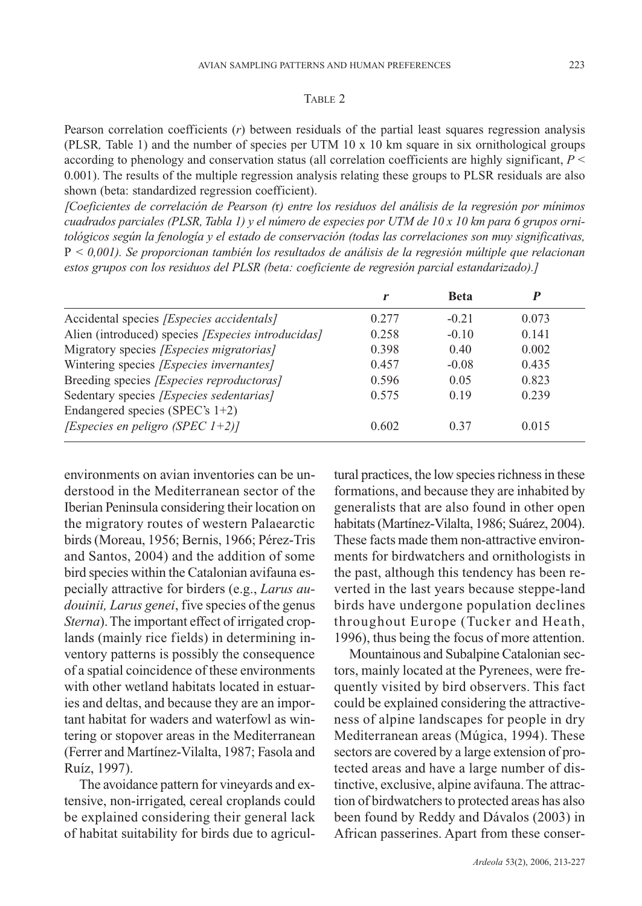TABLE 2

Pearson correlation coefficients (*r*) between residuals of the partial least squares regression analysis (PLSR*,* Table 1) and the number of species per UTM 10 x 10 km square in six ornithological groups according to phenology and conservation status (all correlation coefficients are highly significant, $P < 0.001$). The results of the multiple regression analysis relating these groups to PLSR residuals are also shown (beta: standardized regression coefficient).

*[Coeficientes de correlación de Pearson (r) entre los residuos del análisis de la regresión por mínimos cuadrados parciales (PLSR, Tabla 1) y el número de especies por UTM de 10 x 10 km para 6 grupos ornitológicos según la fenología y el estado de conservación (todas las correlaciones son muy significativas,* P *< 0,001). Se proporcionan también los resultados de análisis de la regresión múltiple que relacionan estos grupos con los residuos del PLSR (beta: coeficiente de regresión parcial estandarizado).]*

| | *r* | **Beta** | ***P*** |
|---|---|---|---|
| Accidental species *[Especies accidentals]* | 0.277 | -0.21 | 0.073 |
| Alien (introduced) species *[Especies introducidas]* | 0.258 | -0.10 | 0.141 |
| Migratory species *[Especies migratorias]* | 0.398 | 0.40 | 0.002 |
| Wintering species *[Especies invernantes]* | 0.457 | -0.08 | 0.435 |
| Breeding species *[Especies reproductoras]* | 0.596 | 0.05 | 0.823 |
| Sedentary species *[Especies sedentarias]* | 0.575 | 0.19 | 0.239 |
| Endangered species (SPEC's 1+2) *[Especies en peligro (SPEC 1+2)]* | 0.602 | 0.37 | 0.015 |

environments on avian inventories can be understood in the Mediterranean sector of the Iberian Peninsula considering their location on the migratory routes of western Palaearctic birds (Moreau, 1956; Bernis, 1966; Pérez-Tris and Santos, 2004) and the addition of some bird species within the Catalonian avifauna especially attractive for birders (e.g., *Larus audouinii, Larus genei*, five species of the genus *Sterna*). The important effect of irrigated croplands (mainly rice fields) in determining inventory patterns is possibly the consequence of a spatial coincidence of these environments with other wetland habitats located in estuaries and deltas, and because they are an important habitat for waders and waterfowl as wintering or stopover areas in the Mediterranean (Ferrer and Martínez-Vilalta, 1987; Fasola and Ruíz, 1997).

The avoidance pattern for vineyards and extensive, non-irrigated, cereal croplands could be explained considering their general lack of habitat suitability for birds due to agricultural practices, the low species richness in these formations, and because they are inhabited by generalists that are also found in other open habitats (Martínez-Vilalta, 1986; Suárez, 2004). These facts made them non-attractive environments for birdwatchers and ornithologists in the past, although this tendency has been reverted in the last years because steppe-land birds have undergone population declines throughout Europe (Tucker and Heath, 1996), thus being the focus of more attention.

Mountainous and Subalpine Catalonian sectors, mainly located at the Pyrenees, were frequently visited by bird observers. This fact could be explained considering the attractiveness of alpine landscapes for people in dry Mediterranean areas (Múgica, 1994). These sectors are covered by a large extension of protected areas and have a large number of distinctive, exclusive, alpine avifauna. The attraction of birdwatchers to protected areas has also been found by Reddy and Dávalos (2003) in African passerines. Apart from these conser-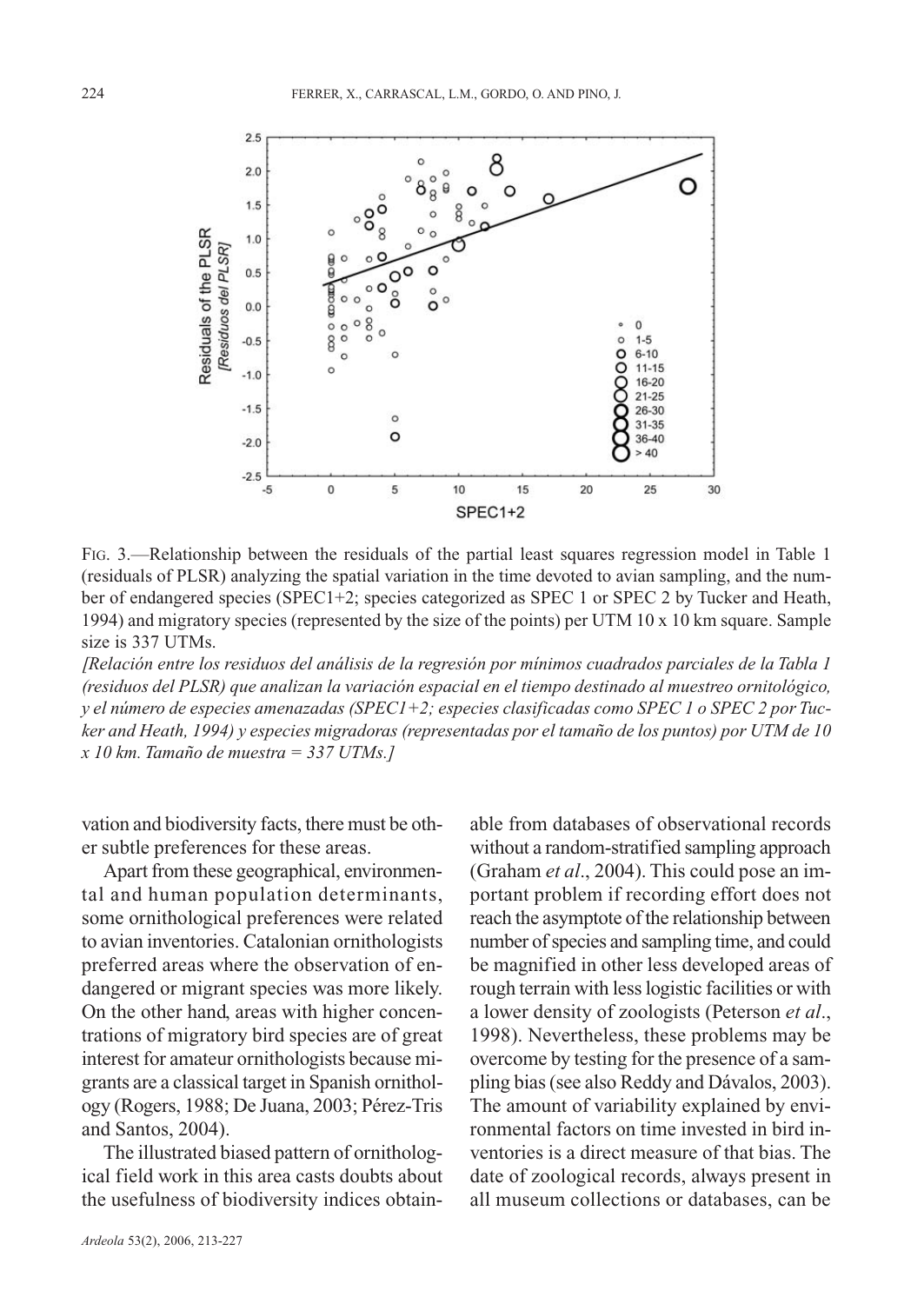FIG. 3.—Relationship between the residuals of the partial least squares regression model in Table 1 (residuals of PLSR) analyzing the spatial variation in the time devoted to avian sampling, and the number of endangered species (SPEC1+2; species categorized as SPEC 1 or SPEC 2 by Tucker and Heath, 1994) and migratory species (represented by the size of the points) per UTM 10 x 10 km square. Sample size is 337 UTMs.

*[Relación entre los residuos del análisis de la regresión por mínimos cuadrados parciales de la Tabla 1 (residuos del PLSR) que analizan la variación espacial en el tiempo destinado al muestreo ornitológico, y el número de especies amenazadas (SPEC1+2; especies clasificadas como SPEC 1 o SPEC 2 por Tucker and Heath, 1994) y especies migradoras (representadas por el tamaño de los puntos) por UTM de 10 x 10 km. Tamaño de muestra = 337 UTMs.]*

vation and biodiversity facts, there must be other subtle preferences for these areas.

Apart from these geographical, environmental and human population determinants, some ornithological preferences were related to avian inventories. Catalonian ornithologists preferred areas where the observation of endangered or migrant species was more likely. On the other hand, areas with higher concentrations of migratory bird species are of great interest for amateur ornithologists because migrants are a classical target in Spanish ornithology (Rogers, 1988; De Juana, 2003; Pérez-Tris and Santos, 2004).

The illustrated biased pattern of ornithological field work in this area casts doubts about the usefulness of biodiversity indices obtainable from databases of observational records without a random-stratified sampling approach (Graham *et al*., 2004). This could pose an important problem if recording effort does not reach the asymptote of the relationship between number of species and sampling time, and could be magnified in other less developed areas of rough terrain with less logistic facilities or with a lower density of zoologists (Peterson *et al*., 1998). Nevertheless, these problems may be overcome by testing for the presence of a sampling bias (see also Reddy and Dávalos, 2003). The amount of variability explained by environmental factors on time invested in bird inventories is a direct measure of that bias. The date of zoological records, always present in all museum collections or databases, can be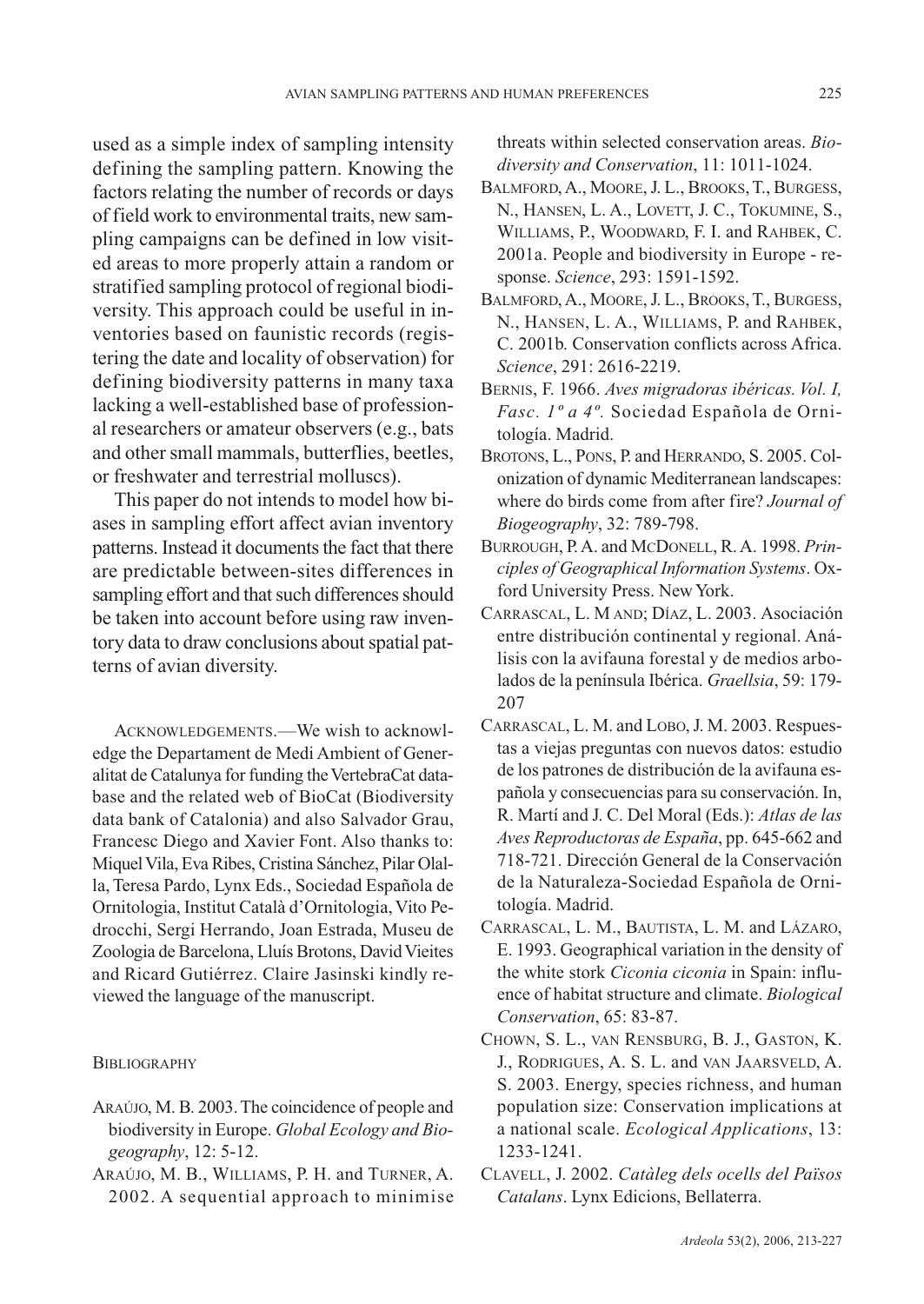used as a simple index of sampling intensity defining the sampling pattern. Knowing the factors relating the number of records or days of field work to environmental traits, new sampling campaigns can be defined in low visited areas to more properly attain a random or stratified sampling protocol of regional biodiversity. This approach could be useful in inventories based on faunistic records (registering the date and locality of observation) for defining biodiversity patterns in many taxa lacking a well-established base of professional researchers or amateur observers (e.g., bats and other small mammals, butterflies, beetles, or freshwater and terrestrial molluscs).

This paper do not intends to model how biases in sampling effort affect avian inventory patterns. Instead it documents the fact that there are predictable between-sites differences in sampling effort and that such differences should be taken into account before using raw inventory data to draw conclusions about spatial patterns of avian diversity.

ACKNOWLEDGEMENTS.—We wish to acknowledge the Departament de Medi Ambient of Generalitat de Catalunya for funding the VertebraCat database and the related web of BioCat (Biodiversity data bank of Catalonia) and also Salvador Grau, Francesc Diego and Xavier Font. Also thanks to: Miquel Vila, Eva Ribes, Cristina Sánchez, Pilar Olalla, Teresa Pardo, Lynx Eds., Sociedad Española de Ornitologia, Institut Català d'Ornitologia, Vito Pedrocchi, Sergi Herrando, Joan Estrada, Museu de Zoologia de Barcelona, Lluís Brotons, David Vieites and Ricard Gutiérrez. Claire Jasinski kindly reviewed the language of the manuscript.

## BIBLIOGRAPHY

ARAÚJO, M. B. 2003. The coincidence of people and biodiversity in Europe. *Global Ecology and Biogeography*, 12: 5-12.

ARAÚJO, M. B., WILLIAMS, P. H. and TURNER, A. 2002. A sequential approach to minimise threats within selected conservation areas. *Biodiversity and Conservation*, 11: 1011-1024.

BALMFORD, A., MOORE, J. L., BROOKS, T., BURGESS, N., HANSEN, L. A., LOVETT, J. C., TOKUMINE, S., WILLIAMS, P., WOODWARD, F. I. and RAHBEK, C. 2001a. People and biodiversity in Europe - response. *Science*, 293: 1591-1592.

BALMFORD, A., MOORE, J. L., BROOKS, T., BURGESS, N., HANSEN, L. A., WILLIAMS, P. and RAHBEK, C. 2001b. Conservation conflicts across Africa. *Science*, 291: 2616-2219.

BERNIS, F. 1966. *Aves migradoras ibéricas. Vol. I, Fasc. 1º a 4º.* Sociedad Española de Ornitología. Madrid.

BROTONS, L., PONS, P. and HERRANDO, S. 2005. Colonization of dynamic Mediterranean landscapes: where do birds come from after fire? *Journal of Biogeography*, 32: 789-798.

BURROUGH, P. A. and MCDONELL, R. A. 1998. *Principles of Geographical Information Systems*. Oxford University Press. New York.

CARRASCAL, L. M AND; DÍAZ, L. 2003. Asociación entre distribución continental y regional. Análisis con la avifauna forestal y de medios arbolados de la península Ibérica. *Graellsia*, 59: 179-207

CARRASCAL, L. M. and LOBO, J. M. 2003. Respuestas a viejas preguntas con nuevos datos: estudio de los patrones de distribución de la avifauna española y consecuencias para su conservación. In, R. Martí and J. C. Del Moral (Eds.): *Atlas de las Aves Reproductoras de España*, pp. 645-662 and 718-721. Dirección General de la Conservación de la Naturaleza-Sociedad Española de Ornitología. Madrid.

CARRASCAL, L. M., BAUTISTA, L. M. and LÁZARO, E. 1993. Geographical variation in the density of the white stork *Ciconia ciconia* in Spain: influence of habitat structure and climate. *Biological Conservation*, 65: 83-87.

CHOWN, S. L., VAN RENSBURG, B. J., GASTON, K. J., RODRIGUES, A. S. L. and VAN JAARSVELD, A. S. 2003. Energy, species richness, and human population size: Conservation implications at a national scale. *Ecological Applications*, 13: 1233-1241.

CLAVELL, J. 2002. *Catàleg dels ocells del Països Catalans*. Lynx Edicions, Bellaterra.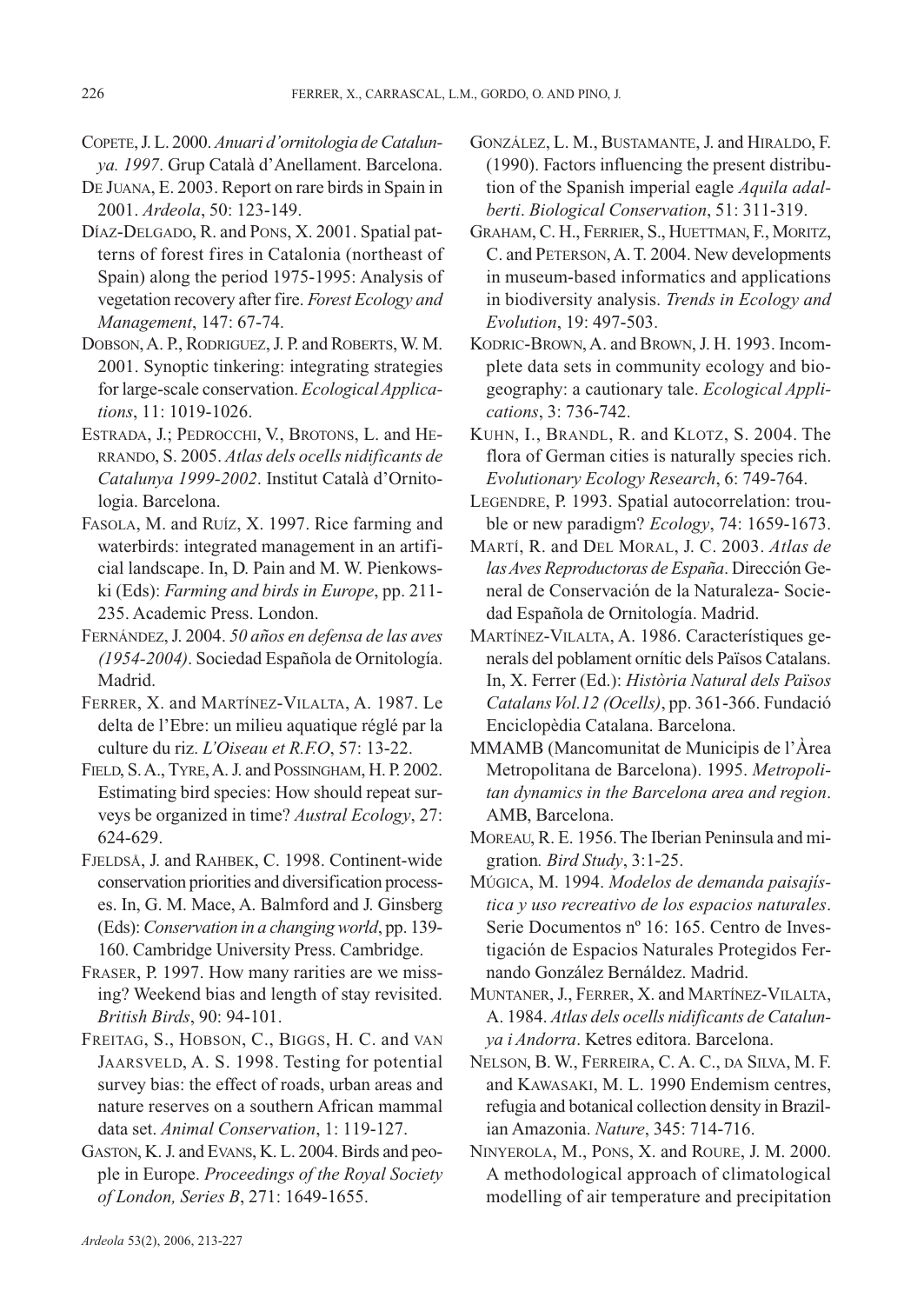COPETE, J. L. 2000. *Anuari d'ornitologia de Catalunya. 1997*. Grup Català d'Anellament. Barcelona.

DE JUANA, E. 2003. Report on rare birds in Spain in 2001. *Ardeola*, 50: 123-149.

DÍAZ-DELGADO, R. and PONS, X. 2001. Spatial patterns of forest fires in Catalonia (northeast of Spain) along the period 1975-1995: Analysis of vegetation recovery after fire. *Forest Ecology and Management*, 147: 67-74.

DOBSON, A. P., RODRIGUEZ, J. P. and ROBERTS, W. M. 2001. Synoptic tinkering: integrating strategies for large-scale conservation. *Ecological Applications*, 11: 1019-1026.

ESTRADA, J.; PEDROCCHI, V., BROTONS, L. and HERRANDO, S. 2005. *Atlas dels ocells nidificants de Catalunya 1999-2002*. Institut Català d'Ornitologia. Barcelona.

FASOLA, M. and RUÍZ, X. 1997. Rice farming and waterbirds: integrated management in an artificial landscape. In, D. Pain and M. W. Pienkowski (Eds): *Farming and birds in Europe*, pp. 211-235. Academic Press. London.

FERNÁNDEZ, J. 2004. *50 años en defensa de las aves (1954-2004)*. Sociedad Española de Ornitología. Madrid.

FERRER, X. and MARTÍNEZ-VILALTA, A. 1987. Le delta de l'Ebre: un milieu aquatique réglé par la culture du riz. *L'Oiseau et R.F.O*, 57: 13-22.

FIELD, S. A., TYRE, A. J. and POSSINGHAM, H. P. 2002. Estimating bird species: How should repeat surveys be organized in time? *Austral Ecology*, 27: 624-629.

FJELDSÅ, J. and RAHBEK, C. 1998. Continent-wide conservation priorities and diversification processes. In, G. M. Mace, A. Balmford and J. Ginsberg (Eds): *Conservation in a changing world*, pp. 139-160. Cambridge University Press. Cambridge.

FRASER, P. 1997. How many rarities are we missing? Weekend bias and length of stay revisited. *British Birds*, 90: 94-101.

FREITAG, S., HOBSON, C., BIGGS, H. C. and VAN JAARSVELD, A. S. 1998. Testing for potential survey bias: the effect of roads, urban areas and nature reserves on a southern African mammal data set. *Animal Conservation*, 1: 119-127.

GASTON, K. J. and EVANS, K. L. 2004. Birds and people in Europe. *Proceedings of the Royal Society of London, Series B*, 271: 1649-1655.

GONZÁLEZ, L. M., BUSTAMANTE, J. and HIRALDO, F. (1990). Factors influencing the present distribution of the Spanish imperial eagle *Aquila adalberti*. *Biological Conservation*, 51: 311-319.

GRAHAM, C. H., FERRIER, S., HUETTMAN, F., MORITZ, C. and PETERSON, A. T. 2004. New developments in museum-based informatics and applications in biodiversity analysis. *Trends in Ecology and Evolution*, 19: 497-503.

KODRIC-BROWN, A. and BROWN, J. H. 1993. Incomplete data sets in community ecology and biogeography: a cautionary tale. *Ecological Applications*, 3: 736-742.

KUHN, I., BRANDL, R. and KLOTZ, S. 2004. The flora of German cities is naturally species rich. *Evolutionary Ecology Research*, 6: 749-764.

LEGENDRE, P. 1993. Spatial autocorrelation: trouble or new paradigm? *Ecology*, 74: 1659-1673.

MARTÍ, R. and DEL MORAL, J. C. 2003. *Atlas de las Aves Reproductoras de España*. Dirección General de Conservación de la Naturaleza- Sociedad Española de Ornitología. Madrid.

MARTÍNEZ-VILALTA, A. 1986. Característiques generals del poblament ornític dels Països Catalans. In, X. Ferrer (Ed.): *Història Natural dels Països Catalans Vol.12 (Ocells)*, pp. 361-366. Fundació Enciclopèdia Catalana. Barcelona.

MMAMB (Mancomunitat de Municipis de l'Àrea Metropolitana de Barcelona). 1995. *Metropolitan dynamics in the Barcelona area and region*. AMB, Barcelona.

MOREAU, R. E. 1956. The Iberian Peninsula and migration*. Bird Study*, 3:1-25.

MÚGICA, M. 1994. *Modelos de demanda paisajística y uso recreativo de los espacios naturales*. Serie Documentos nº 16: 165. Centro de Investigación de Espacios Naturales Protegidos Fernando González Bernáldez. Madrid.

MUNTANER, J., FERRER, X. and MARTÍNEZ-VILALTA, A. 1984. *Atlas dels ocells nidificants de Catalunya i Andorra*. Ketres editora. Barcelona.

NELSON, B. W., FERREIRA, C. A. C., DA SILVA, M. F. and KAWASAKI, M. L. 1990 Endemism centres, refugia and botanical collection density in Brazilian Amazonia. *Nature*, 345: 714-716.

NINYEROLA, M., PONS, X. and ROURE, J. M. 2000. A methodological approach of climatological modelling of air temperature and precipitation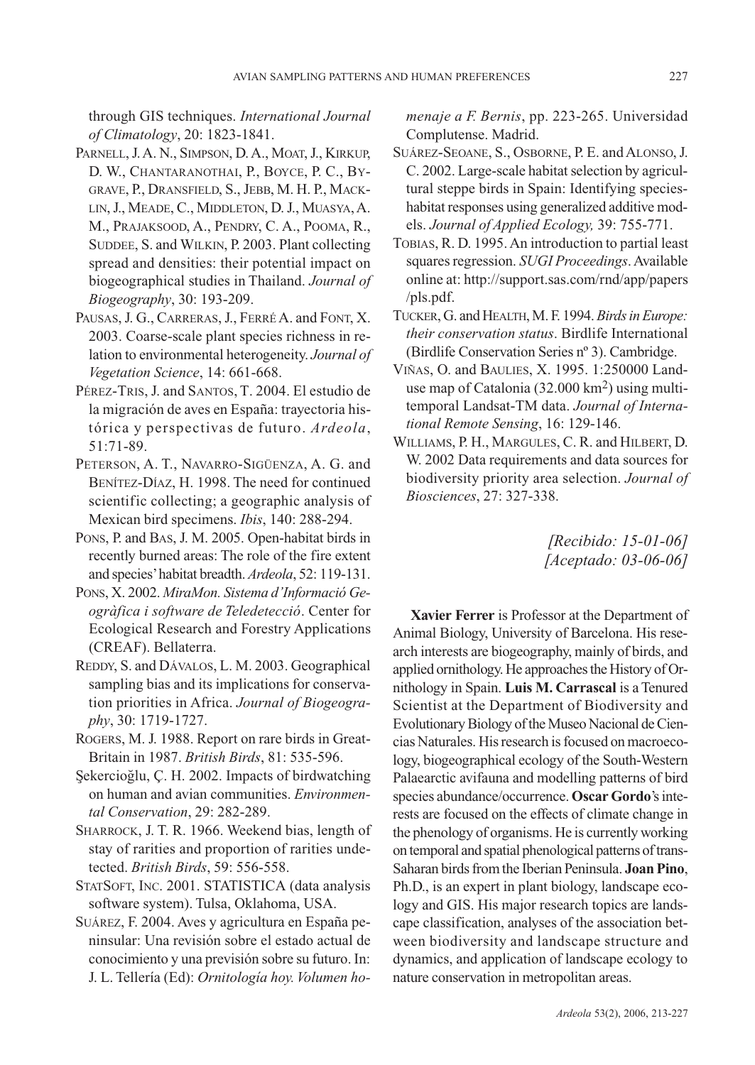through GIS techniques. *International Journal of Climatology*, 20: 1823-1841.

PARNELL, J. A. N., SIMPSON, D. A., MOAT, J., KIRKUP, D. W., CHANTARANOTHAI, P., BOYCE, P. C., BYGRAVE, P., DRANSFIELD, S., JEBB, M. H. P., MACKLIN, J., MEADE, C., MIDDLETON, D. J., MUASYA, A. M., PRAJAKSOOD, A., PENDRY, C. A., POOMA, R., SUDDEE, S. and WILKIN, P. 2003. Plant collecting spread and densities: their potential impact on biogeographical studies in Thailand. *Journal of Biogeography*, 30: 193-209.

PAUSAS, J. G., CARRERAS, J., FERRÉ A. and FONT, X. 2003. Coarse-scale plant species richness in relation to environmental heterogeneity. *Journal of Vegetation Science*, 14: 661-668.

PÉREZ-TRIS, J. and SANTOS, T. 2004. El estudio de la migración de aves en España: trayectoria histórica y perspectivas de futuro. *Ardeola*, 51:71-89.

PETERSON, A. T., NAVARRO-SIGÜENZA, A. G. and BENÍTEZ-DÍAZ, H. 1998. The need for continued scientific collecting; a geographic analysis of Mexican bird specimens. *Ibis*, 140: 288-294.

PONS, P. and BAS, J. M. 2005. Open-habitat birds in recently burned areas: The role of the fire extent and species' habitat breadth. *Ardeola*, 52: 119-131.

PONS, X. 2002. *MiraMon. Sistema d'Informació Geogràfica i software de Teledetecció*. Center for Ecological Research and Forestry Applications (CREAF). Bellaterra.

REDDY, S. and DÁVALOS, L. M. 2003. Geographical sampling bias and its implications for conservation priorities in Africa. *Journal of Biogeography*, 30: 1719-1727.

ROGERS, M. J. 1988. Report on rare birds in Great-Britain in 1987. *British Birds*, 81: 535-596.

ŞEKERCIOĞLU, Ç. H. 2002. Impacts of birdwatching on human and avian communities. *Environmental Conservation*, 29: 282-289.

SHARROCK, J. T. R. 1966. Weekend bias, length of stay of rarities and proportion of rarities undetected. *British Birds*, 59: 556-558.

STATSOFT, INC. 2001. STATISTICA (data analysis software system). Tulsa, Oklahoma, USA.

SUÁREZ, F. 2004. Aves y agricultura en España peninsular: Una revisión sobre el estado actual de conocimiento y una previsión sobre su futuro. In: J. L. Tellería (Ed): *Ornitología hoy. Volumen homenaje a F. Bernis*, pp. 223-265. Universidad Complutense. Madrid.

SUÁREZ-SEOANE, S., OSBORNE, P. E. and ALONSO, J. C. 2002. Large-scale habitat selection by agricultural steppe birds in Spain: Identifying species-habitat responses using generalized additive models. *Journal of Applied Ecology,* 39: 755-771.

TOBIAS, R. D. 1995. An introduction to partial least squares regression. *SUGI Proceedings*. Available online at: http://support.sas.com/rnd/app/papers/pls.pdf.

TUCKER, G. and HEALTH, M. F. 1994. *Birds in Europe: their conservation status*. Birdlife International (Birdlife Conservation Series nº 3). Cambridge.

VIÑAS, O. and BAULIES, X. 1995. 1:250000 Land-use map of Catalonia (32.000 km$^2$) using multi-temporal Landsat-TM data. *Journal of International Remote Sensing*, 16: 129-146.

WILLIAMS, P. H., MARGULES, C. R. and HILBERT, D. W. 2002 Data requirements and data sources for biodiversity priority area selection. *Journal of Biosciences*, 27: 327-338.

*[Recibido: 15-01-06]*
*[Aceptado: 03-06-06]*

**Xavier Ferrer** is Professor at the Department of Animal Biology, University of Barcelona. His research interests are biogeography, mainly of birds, and applied ornithology. He approaches the History of Ornithology in Spain. **Luis M. Carrascal** is a Tenured Scientist at the Department of Biodiversity and Evolutionary Biology of the Museo Nacional de Ciencias Naturales. His research is focused on macroecology, biogeographical ecology of the South-Western Palaearctic avifauna and modelling patterns of bird species abundance/occurrence. **Oscar Gordo**'s interests are focused on the effects of climate change in the phenology of organisms. He is currently working on temporal and spatial phenological patterns of trans-Saharan birds from the Iberian Peninsula. **Joan Pino**, Ph.D., is an expert in plant biology, landscape ecology and GIS. His major research topics are landscape classification, analyses of the association between biodiversity and landscape structure and dynamics, and application of landscape ecology to nature conservation in metropolitan areas.